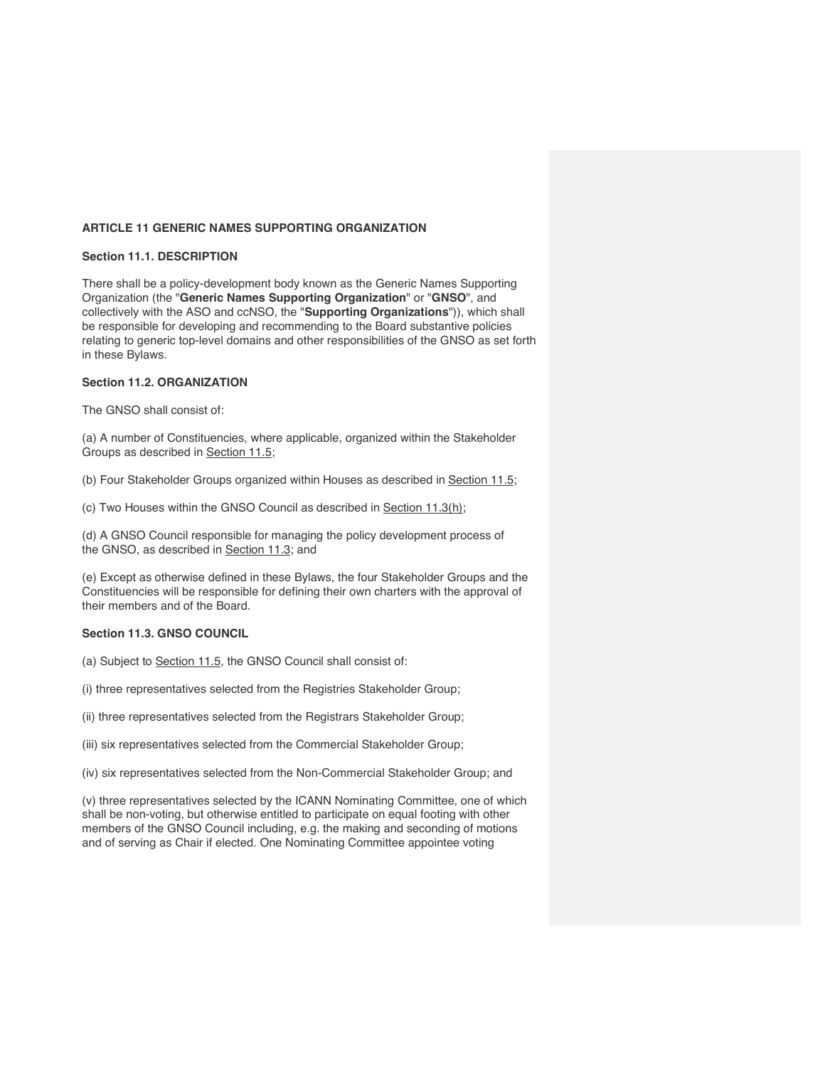## ARTICLE 11 GENERIC NAMES SUPPORTING ORGANIZATION

### Section 11.1. DESCRIPTION

There shall be a policy-development body known as the Generic Names Supporting Organization (the "**Generic Names Supporting Organization**" or "**GNSO**", and collectively with the ASO and ccNSO, the "**Supporting Organizations**")), which shall be responsible for developing and recommending to the Board substantive policies relating to generic top-level domains and other responsibilities of the GNSO as set forth in these Bylaws.

### Section 11.2. ORGANIZATION

The GNSO shall consist of:

(a) A number of Constituencies, where applicable, organized within the Stakeholder Groups as described in Section 11.5;

(b) Four Stakeholder Groups organized within Houses as described in Section 11.5;

(c) Two Houses within the GNSO Council as described in Section 11.3(h);

(d) A GNSO Council responsible for managing the policy development process of the GNSO, as described in Section 11.3; and

(e) Except as otherwise defined in these Bylaws, the four Stakeholder Groups and the Constituencies will be responsible for defining their own charters with the approval of their members and of the Board.

### Section 11.3. GNSO COUNCIL

(a) Subject to Section 11.5, the GNSO Council shall consist of:

(i) three representatives selected from the Registries Stakeholder Group;

(ii) three representatives selected from the Registrars Stakeholder Group;

(iii) six representatives selected from the Commercial Stakeholder Group;

(iv) six representatives selected from the Non-Commercial Stakeholder Group; and

(v) three representatives selected by the ICANN Nominating Committee, one of which shall be non-voting, but otherwise entitled to participate on equal footing with other members of the GNSO Council including, e.g. the making and seconding of motions and of serving as Chair if elected. One Nominating Committee appointee voting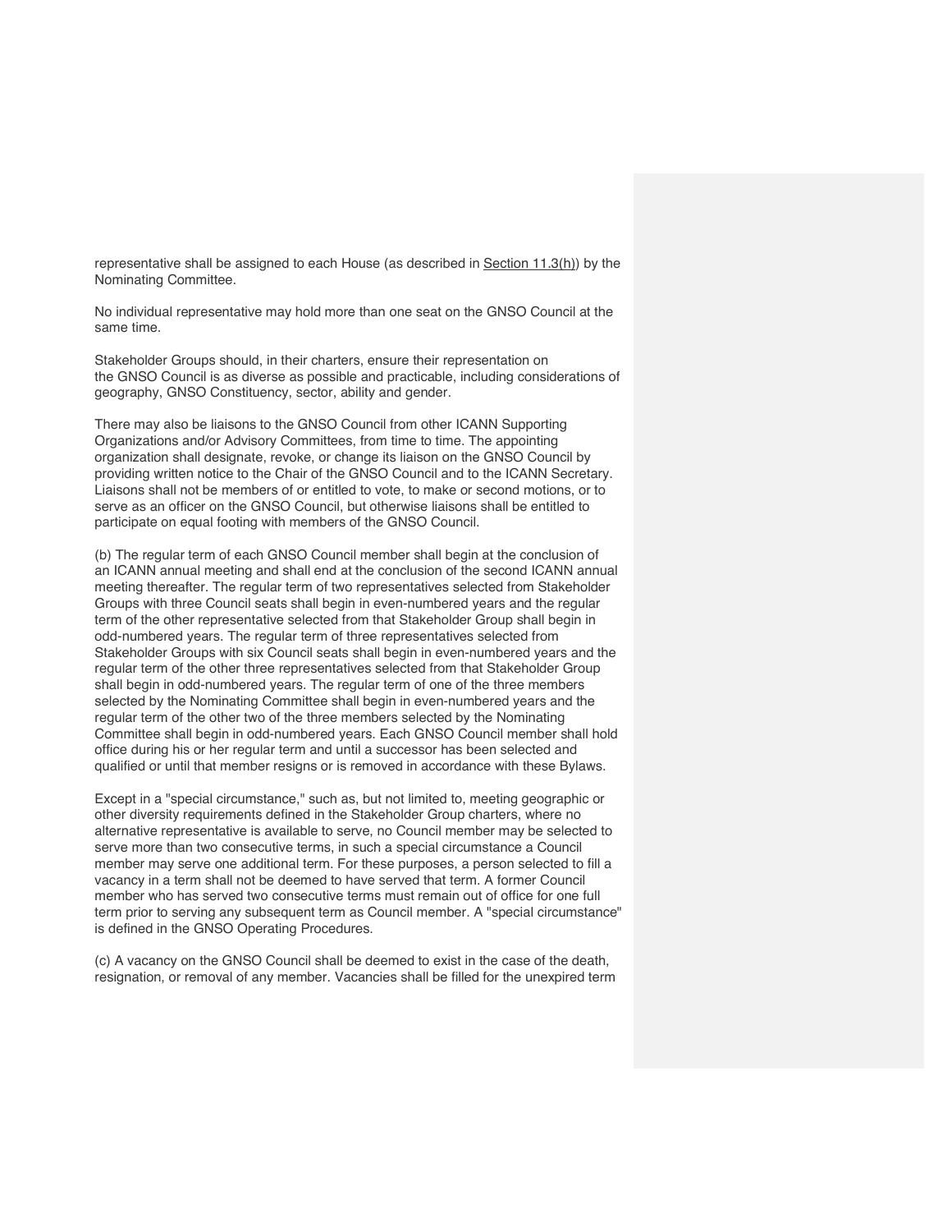representative shall be assigned to each House (as described in Section 11.3(h)) by the Nominating Committee.

No individual representative may hold more than one seat on the GNSO Council at the same time.

Stakeholder Groups should, in their charters, ensure their representation on the GNSO Council is as diverse as possible and practicable, including considerations of geography, GNSO Constituency, sector, ability and gender.

There may also be liaisons to the GNSO Council from other ICANN Supporting Organizations and/or Advisory Committees, from time to time. The appointing organization shall designate, revoke, or change its liaison on the GNSO Council by providing written notice to the Chair of the GNSO Council and to the ICANN Secretary. Liaisons shall not be members of or entitled to vote, to make or second motions, or to serve as an officer on the GNSO Council, but otherwise liaisons shall be entitled to participate on equal footing with members of the GNSO Council.

(b) The regular term of each GNSO Council member shall begin at the conclusion of an ICANN annual meeting and shall end at the conclusion of the second ICANN annual meeting thereafter. The regular term of two representatives selected from Stakeholder Groups with three Council seats shall begin in even-numbered years and the regular term of the other representative selected from that Stakeholder Group shall begin in odd-numbered years. The regular term of three representatives selected from Stakeholder Groups with six Council seats shall begin in even-numbered years and the regular term of the other three representatives selected from that Stakeholder Group shall begin in odd-numbered years. The regular term of one of the three members selected by the Nominating Committee shall begin in even-numbered years and the regular term of the other two of the three members selected by the Nominating Committee shall begin in odd-numbered years. Each GNSO Council member shall hold office during his or her regular term and until a successor has been selected and qualified or until that member resigns or is removed in accordance with these Bylaws.

Except in a "special circumstance," such as, but not limited to, meeting geographic or other diversity requirements defined in the Stakeholder Group charters, where no alternative representative is available to serve, no Council member may be selected to serve more than two consecutive terms, in such a special circumstance a Council member may serve one additional term. For these purposes, a person selected to fill a vacancy in a term shall not be deemed to have served that term. A former Council member who has served two consecutive terms must remain out of office for one full term prior to serving any subsequent term as Council member. A "special circumstance" is defined in the GNSO Operating Procedures.

(c) A vacancy on the GNSO Council shall be deemed to exist in the case of the death, resignation, or removal of any member. Vacancies shall be filled for the unexpired term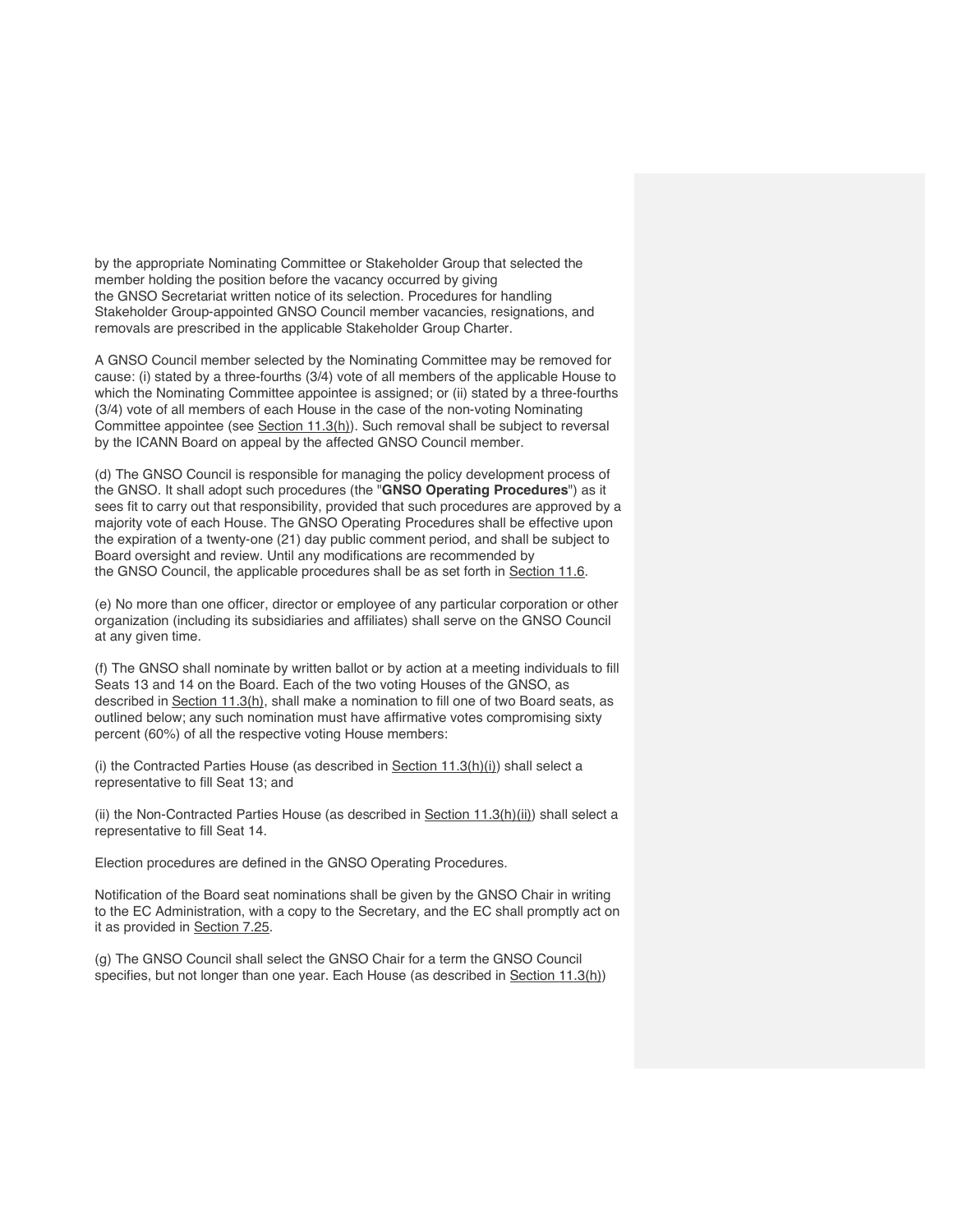by the appropriate Nominating Committee or Stakeholder Group that selected the member holding the position before the vacancy occurred by giving the GNSO Secretariat written notice of its selection. Procedures for handling Stakeholder Group-appointed GNSO Council member vacancies, resignations, and removals are prescribed in the applicable Stakeholder Group Charter.

A GNSO Council member selected by the Nominating Committee may be removed for cause: (i) stated by a three-fourths (3/4) vote of all members of the applicable House to which the Nominating Committee appointee is assigned; or (ii) stated by a three-fourths (3/4) vote of all members of each House in the case of the non-voting Nominating Committee appointee (see Section 11.3(h)). Such removal shall be subject to reversal by the ICANN Board on appeal by the affected GNSO Council member.

(d) The GNSO Council is responsible for managing the policy development process of the GNSO. It shall adopt such procedures (the "**GNSO Operating Procedures**") as it sees fit to carry out that responsibility, provided that such procedures are approved by a majority vote of each House. The GNSO Operating Procedures shall be effective upon the expiration of a twenty-one (21) day public comment period, and shall be subject to Board oversight and review. Until any modifications are recommended by the GNSO Council, the applicable procedures shall be as set forth in Section 11.6.

(e) No more than one officer, director or employee of any particular corporation or other organization (including its subsidiaries and affiliates) shall serve on the GNSO Council at any given time.

(f) The GNSO shall nominate by written ballot or by action at a meeting individuals to fill Seats 13 and 14 on the Board. Each of the two voting Houses of the GNSO, as described in Section 11.3(h), shall make a nomination to fill one of two Board seats, as outlined below; any such nomination must have affirmative votes compromising sixty percent (60%) of all the respective voting House members:

(i) the Contracted Parties House (as described in Section 11.3(h)(i)) shall select a representative to fill Seat 13; and

(ii) the Non-Contracted Parties House (as described in Section 11.3(h)(ii)) shall select a representative to fill Seat 14.

Election procedures are defined in the GNSO Operating Procedures.

Notification of the Board seat nominations shall be given by the GNSO Chair in writing to the EC Administration, with a copy to the Secretary, and the EC shall promptly act on it as provided in Section 7.25.

(g) The GNSO Council shall select the GNSO Chair for a term the GNSO Council specifies, but not longer than one year. Each House (as described in Section 11.3(h))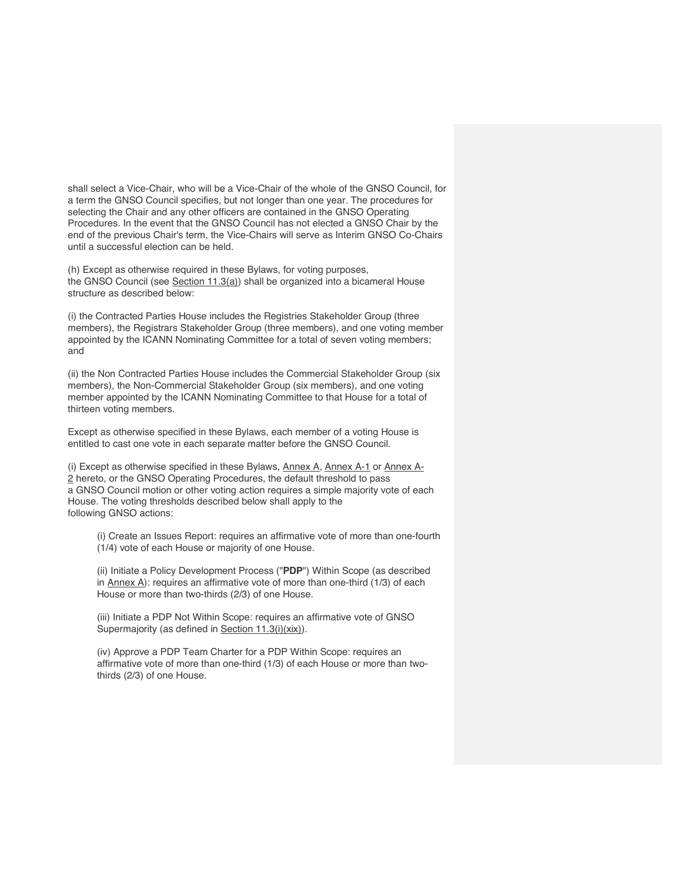shall select a Vice-Chair, who will be a Vice-Chair of the whole of the GNSO Council, for a term the GNSO Council specifies, but not longer than one year. The procedures for selecting the Chair and any other officers are contained in the GNSO Operating Procedures. In the event that the GNSO Council has not elected a GNSO Chair by the end of the previous Chair's term, the Vice-Chairs will serve as Interim GNSO Co-Chairs until a successful election can be held.

(h) Except as otherwise required in these Bylaws, for voting purposes, the GNSO Council (see Section 11.3(a)) shall be organized into a bicameral House structure as described below:

(i) the Contracted Parties House includes the Registries Stakeholder Group (three members), the Registrars Stakeholder Group (three members), and one voting member appointed by the ICANN Nominating Committee for a total of seven voting members; and

(ii) the Non Contracted Parties House includes the Commercial Stakeholder Group (six members), the Non-Commercial Stakeholder Group (six members), and one voting member appointed by the ICANN Nominating Committee to that House for a total of thirteen voting members.

Except as otherwise specified in these Bylaws, each member of a voting House is entitled to cast one vote in each separate matter before the GNSO Council.

(i) Except as otherwise specified in these Bylaws, Annex A, Annex A-1 or Annex A-2 hereto, or the GNSO Operating Procedures, the default threshold to pass a GNSO Council motion or other voting action requires a simple majority vote of each House. The voting thresholds described below shall apply to the following GNSO actions:

(i) Create an Issues Report: requires an affirmative vote of more than one-fourth (1/4) vote of each House or majority of one House.

(ii) Initiate a Policy Development Process ("**PDP**") Within Scope (as described in Annex A): requires an affirmative vote of more than one-third (1/3) of each House or more than two-thirds (2/3) of one House.

(iii) Initiate a PDP Not Within Scope: requires an affirmative vote of GNSO Supermajority (as defined in Section 11.3(i)(xix)).

(iv) Approve a PDP Team Charter for a PDP Within Scope: requires an affirmative vote of more than one-third (1/3) of each House or more than two-thirds (2/3) of one House.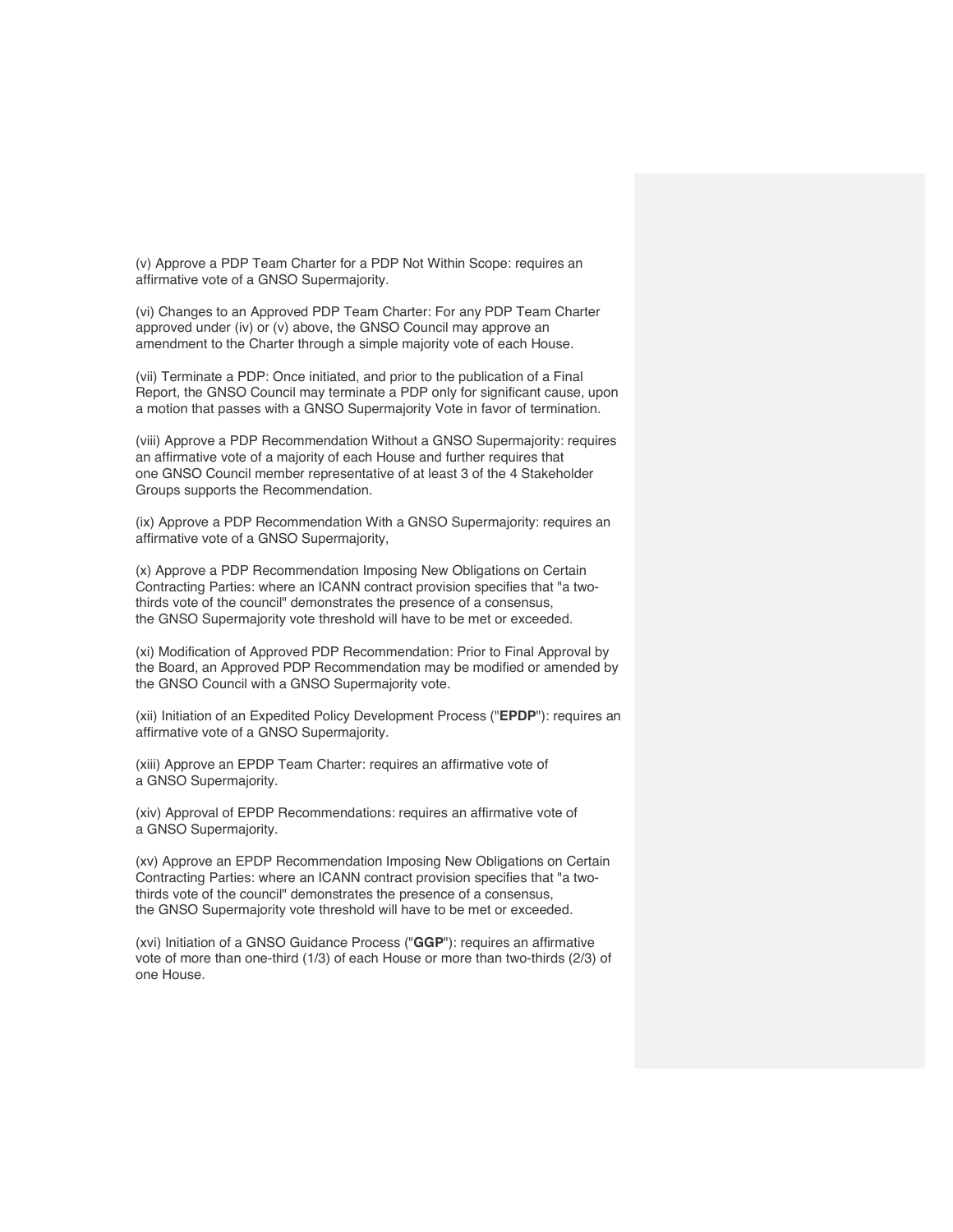(v) Approve a PDP Team Charter for a PDP Not Within Scope: requires an affirmative vote of a GNSO Supermajority.

(vi) Changes to an Approved PDP Team Charter: For any PDP Team Charter approved under (iv) or (v) above, the GNSO Council may approve an amendment to the Charter through a simple majority vote of each House.

(vii) Terminate a PDP: Once initiated, and prior to the publication of a Final Report, the GNSO Council may terminate a PDP only for significant cause, upon a motion that passes with a GNSO Supermajority Vote in favor of termination.

(viii) Approve a PDP Recommendation Without a GNSO Supermajority: requires an affirmative vote of a majority of each House and further requires that one GNSO Council member representative of at least 3 of the 4 Stakeholder Groups supports the Recommendation.

(ix) Approve a PDP Recommendation With a GNSO Supermajority: requires an affirmative vote of a GNSO Supermajority,

(x) Approve a PDP Recommendation Imposing New Obligations on Certain Contracting Parties: where an ICANN contract provision specifies that "a two-thirds vote of the council" demonstrates the presence of a consensus, the GNSO Supermajority vote threshold will have to be met or exceeded.

(xi) Modification of Approved PDP Recommendation: Prior to Final Approval by the Board, an Approved PDP Recommendation may be modified or amended by the GNSO Council with a GNSO Supermajority vote.

(xii) Initiation of an Expedited Policy Development Process ("**EPDP**"): requires an affirmative vote of a GNSO Supermajority.

(xiii) Approve an EPDP Team Charter: requires an affirmative vote of a GNSO Supermajority.

(xiv) Approval of EPDP Recommendations: requires an affirmative vote of a GNSO Supermajority.

(xv) Approve an EPDP Recommendation Imposing New Obligations on Certain Contracting Parties: where an ICANN contract provision specifies that "a two-thirds vote of the council" demonstrates the presence of a consensus, the GNSO Supermajority vote threshold will have to be met or exceeded.

(xvi) Initiation of a GNSO Guidance Process ("**GGP**"): requires an affirmative vote of more than one-third (1/3) of each House or more than two-thirds (2/3) of one House.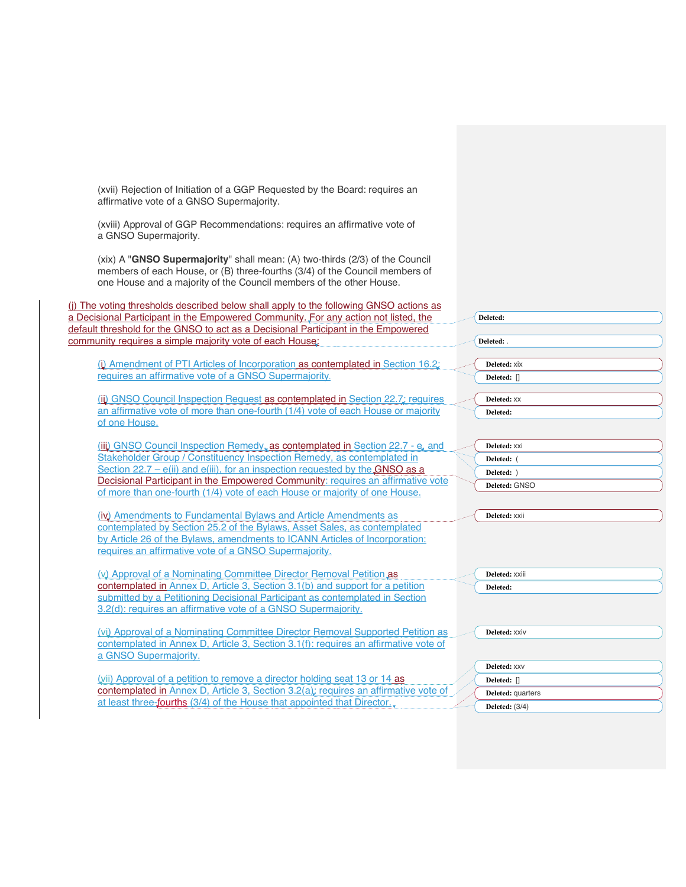(xvii) Rejection of Initiation of a GGP Requested by the Board: requires an affirmative vote of a GNSO Supermajority.

(xviii) Approval of GGP Recommendations: requires an affirmative vote of a GNSO Supermajority.

(xix) A "**GNSO Supermajority**" shall mean: (A) two-thirds (2/3) of the Council members of each House, or (B) three-fourths (3/4) of the Council members of one House and a majority of the Council members of the other House.

(j) The voting thresholds described below shall apply to the following GNSO actions as a Decisional Participant in the Empowered Community. For any action not listed, the default threshold for the GNSO to act as a Decisional Participant in the Empowered community requires a simple majority vote of each House:

(i) Amendment of PTI Articles of Incorporation as contemplated in Section 16.2: requires an affirmative vote of a GNSO Supermajority.

(ii) GNSO Council Inspection Request as contemplated in Section 22.7: requires an affirmative vote of more than one-fourth (1/4) vote of each House or majority of one House.

(iii) GNSO Council Inspection Remedy, as contemplated in Section 22.7 - e, and Stakeholder Group / Constituency Inspection Remedy, as contemplated in Section 22.7 – e(ii) and e(iii), for an inspection requested by the GNSO as a Decisional Participant in the Empowered Community: requires an affirmative vote of more than one-fourth (1/4) vote of each House or majority of one House.

(iv) Amendments to Fundamental Bylaws and Article Amendments as contemplated by Section 25.2 of the Bylaws, Asset Sales, as contemplated by Article 26 of the Bylaws, amendments to ICANN Articles of Incorporation: requires an affirmative vote of a GNSO Supermajority.

(v) Approval of a Nominating Committee Director Removal Petition as contemplated in Annex D, Article 3, Section 3.1(b) and support for a petition submitted by a Petitioning Decisional Participant as contemplated in Section 3.2(d): requires an affirmative vote of a GNSO Supermajority.

(vi) Approval of a Nominating Committee Director Removal Supported Petition as contemplated in Annex D, Article 3, Section 3.1(f): requires an affirmative vote of a GNSO Supermajority.

(vii) Approval of a petition to remove a director holding seat 13 or 14 as contemplated in Annex D, Article 3, Section 3.2(a): requires an affirmative vote of at least three-fourths (3/4) of the House that appointed that Director.

Deleted:

Deleted: .

Deleted: xix

Deleted: []

Deleted: xx

Deleted:

Deleted: xxi

Deleted: (

Deleted: )

Deleted: GNSO

Deleted: xxii

Deleted: xxiii

Deleted:

Deleted: xxiv

Deleted: xxv

Deleted: []

Deleted: quarters

Deleted: (3/4)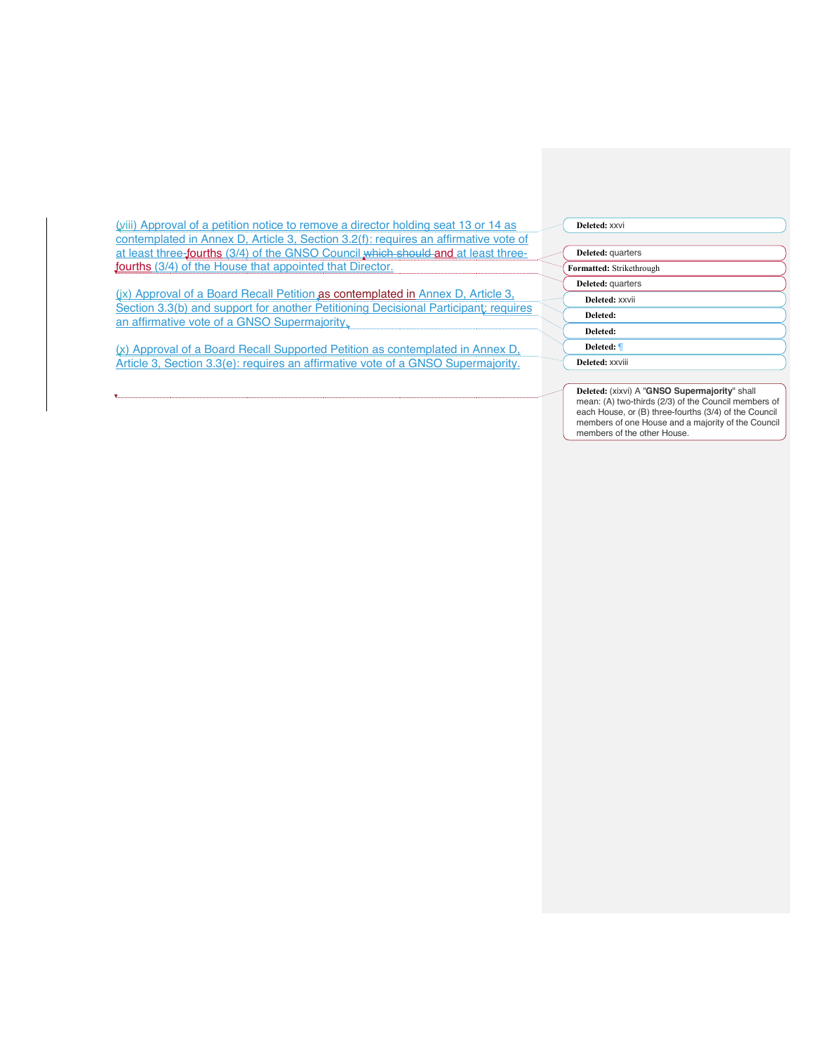(viii) Approval of a petition notice to remove a director holding seat 13 or 14 as contemplated in Annex D, Article 3, Section 3.2(f): requires an affirmative vote of at least three-fourths (3/4) of the GNSO Council ~~which should~~ and at least three-fourths (3/4) of the House that appointed that Director.

(ix) Approval of a Board Recall Petition as contemplated in Annex D, Article 3, Section 3.3(b) and support for another Petitioning Decisional Participant: requires an affirmative vote of a GNSO Supermajority.

(x) Approval of a Board Recall Supported Petition as contemplated in Annex D, Article 3, Section 3.3(e): requires an affirmative vote of a GNSO Supermajority.

**Deleted:** xxvi

**Deleted:** quarters

**Formatted:** Strikethrough

**Deleted:** quarters

**Deleted:** xxvii

**Deleted:**

**Deleted:**

**Deleted:** ¶

**Deleted:** xxviii

**Deleted:** (xixvi) A "**GNSO Supermajority**" shall mean: (A) two-thirds (2/3) of the Council members of each House, or (B) three-fourths (3/4) of the Council members of one House and a majority of the Council members of the other House.